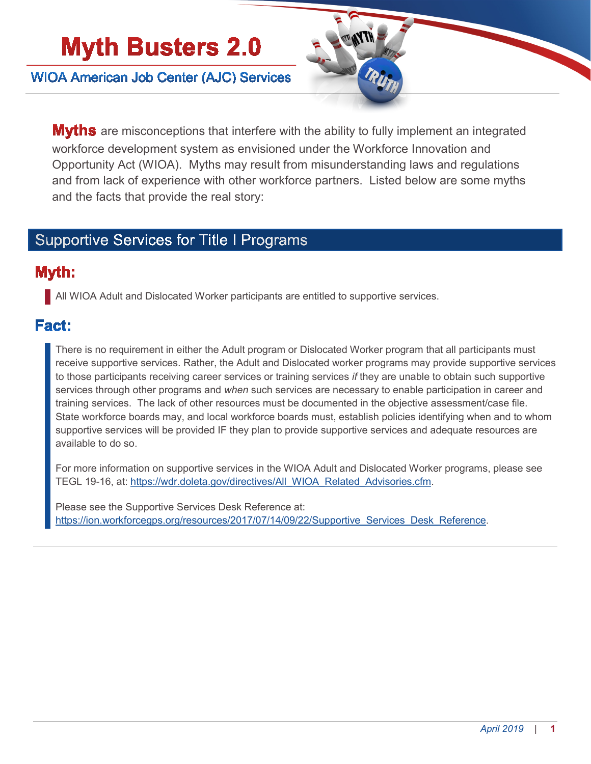# Myth Busters 2.0

## WIOA American Job Center (AJC) Services

**Myths** are misconceptions that interfere with the ability to fully implement an integrated workforce development system as envisioned under the Workforce Innovation and Opportunity Act (WIOA). Myths may result from misunderstanding laws and regulations and from lack of experience with other workforce partners. Listed below are some myths and the facts that provide the real story:

## Supportive Services for Title I Programs

### Myth:

All WIOA Adult and Dislocated Worker participants are entitled to supportive services.

### Fact:

There is no requirement in either the Adult program or Dislocated Worker program that all participants must receive supportive services. Rather, the Adult and Dislocated worker programs may provide supportive services to those participants receiving career services or training services *if* they are unable to obtain such supportive services through other programs and *when* such services are necessary to enable participation in career and training services. The lack of other resources must be documented in the objective assessment/case file. State workforce boards may, and local workforce boards must, establish policies identifying when and to whom supportive services will be provided IF they plan to provide supportive services and adequate resources are available to do so.

For more information on supportive services in the WIOA Adult and Dislocated Worker programs, please see TEGL 19-16, at: https://wdr.doleta.gov/directives/All_WIOA_Related_Advisories.cfm.

Please see the Supportive Services Desk Reference at: https://ion.workforcegps.org/resources/2017/07/14/09/22/Supportive_Services_Desk_Reference.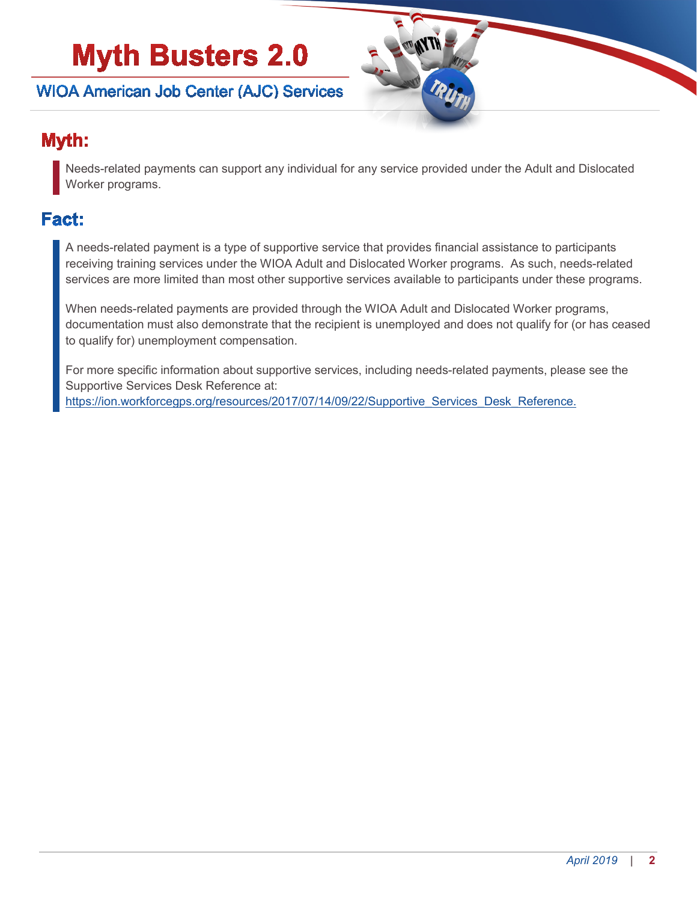# Myth Busters 2.0

## WIOA American Job Center (AJC) Services

## Myth:

Needs-related payments can support any individual for any service provided under the Adult and Dislocated Worker programs.

## Fact:

A needs-related payment is a type of supportive service that provides financial assistance to participants receiving training services under the WIOA Adult and Dislocated Worker programs. As such, needs-related services are more limited than most other supportive services available to participants under these programs.

When needs-related payments are provided through the WIOA Adult and Dislocated Worker programs, documentation must also demonstrate that the recipient is unemployed and does not qualify for (or has ceased to qualify for) unemployment compensation.

For more specific information about supportive services, including needs-related payments, please see the Supportive Services Desk Reference at: https://ion.workforcegps.org/resources/2017/07/14/09/22/Supportive_Services_Desk_Reference.